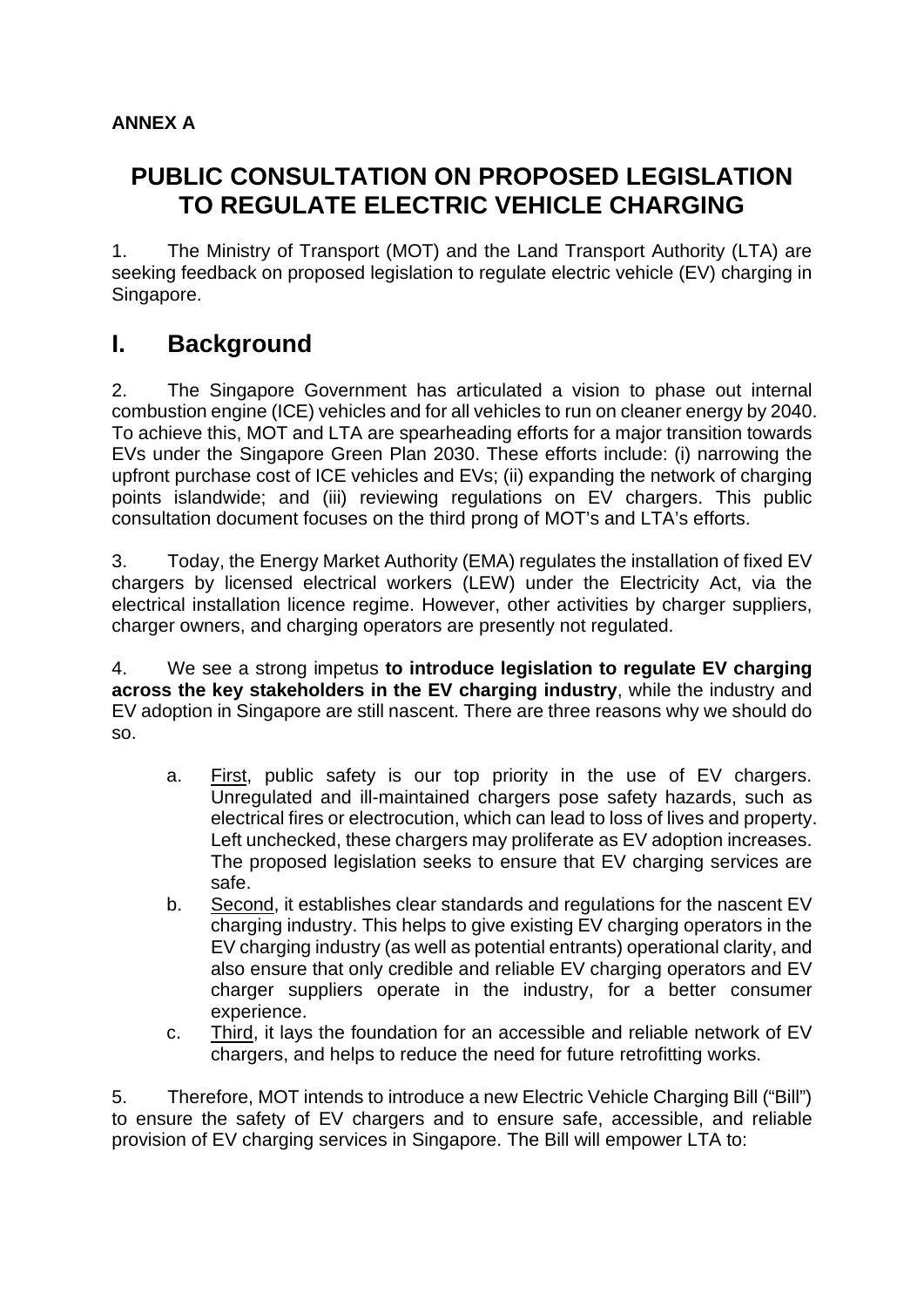**ANNEX A**

# PUBLIC CONSULTATION ON PROPOSED LEGISLATION TO REGULATE ELECTRIC VEHICLE CHARGING

1. The Ministry of Transport (MOT) and the Land Transport Authority (LTA) are seeking feedback on proposed legislation to regulate electric vehicle (EV) charging in Singapore.

## I. Background

2. The Singapore Government has articulated a vision to phase out internal combustion engine (ICE) vehicles and for all vehicles to run on cleaner energy by 2040. To achieve this, MOT and LTA are spearheading efforts for a major transition towards EVs under the Singapore Green Plan 2030. These efforts include: (i) narrowing the upfront purchase cost of ICE vehicles and EVs; (ii) expanding the network of charging points islandwide; and (iii) reviewing regulations on EV chargers. This public consultation document focuses on the third prong of MOT's and LTA's efforts.

3. Today, the Energy Market Authority (EMA) regulates the installation of fixed EV chargers by licensed electrical workers (LEW) under the Electricity Act, via the electrical installation licence regime. However, other activities by charger suppliers, charger owners, and charging operators are presently not regulated.

4. We see a strong impetus **to introduce legislation to regulate EV charging across the key stakeholders in the EV charging industry**, while the industry and EV adoption in Singapore are still nascent. There are three reasons why we should do so.

   a. <u>First</u>, public safety is our top priority in the use of EV chargers. Unregulated and ill-maintained chargers pose safety hazards, such as electrical fires or electrocution, which can lead to loss of lives and property. Left unchecked, these chargers may proliferate as EV adoption increases. The proposed legislation seeks to ensure that EV charging services are safe.

   b. <u>Second</u>, it establishes clear standards and regulations for the nascent EV charging industry. This helps to give existing EV charging operators in the EV charging industry (as well as potential entrants) operational clarity, and also ensure that only credible and reliable EV charging operators and EV charger suppliers operate in the industry, for a better consumer experience.

   c. <u>Third</u>, it lays the foundation for an accessible and reliable network of EV chargers, and helps to reduce the need for future retrofitting works.

5. Therefore, MOT intends to introduce a new Electric Vehicle Charging Bill ("Bill") to ensure the safety of EV chargers and to ensure safe, accessible, and reliable provision of EV charging services in Singapore. The Bill will empower LTA to: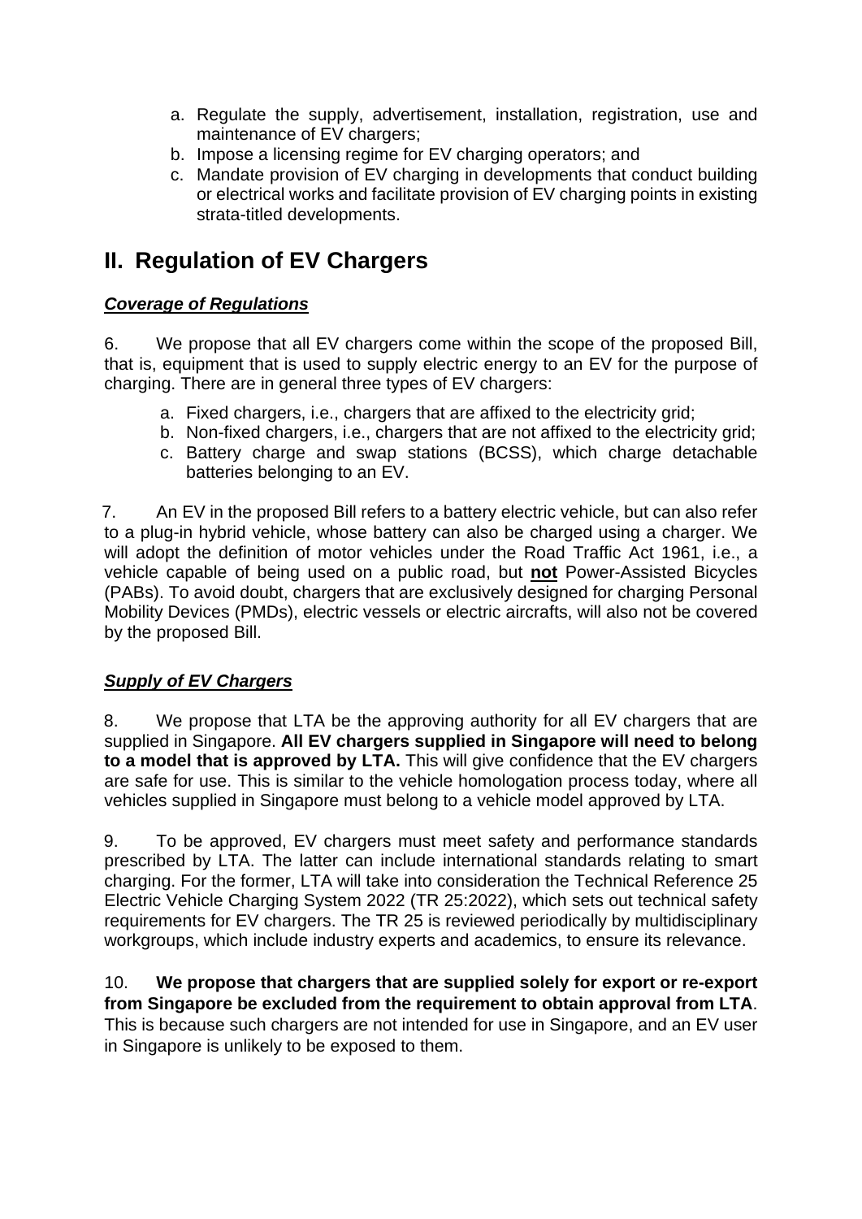a. Regulate the supply, advertisement, installation, registration, use and maintenance of EV chargers;
b. Impose a licensing regime for EV charging operators; and
c. Mandate provision of EV charging in developments that conduct building or electrical works and facilitate provision of EV charging points in existing strata-titled developments.

## II. Regulation of EV Chargers

***Coverage of Regulations***

6. We propose that all EV chargers come within the scope of the proposed Bill, that is, equipment that is used to supply electric energy to an EV for the purpose of charging. There are in general three types of EV chargers:

a. Fixed chargers, i.e., chargers that are affixed to the electricity grid;
b. Non-fixed chargers, i.e., chargers that are not affixed to the electricity grid;
c. Battery charge and swap stations (BCSS), which charge detachable batteries belonging to an EV.

7. An EV in the proposed Bill refers to a battery electric vehicle, but can also refer to a plug-in hybrid vehicle, whose battery can also be charged using a charger. We will adopt the definition of motor vehicles under the Road Traffic Act 1961, i.e., a vehicle capable of being used on a public road, but **not** Power-Assisted Bicycles (PABs). To avoid doubt, chargers that are exclusively designed for charging Personal Mobility Devices (PMDs), electric vessels or electric aircrafts, will also not be covered by the proposed Bill.

***Supply of EV Chargers***

8. We propose that LTA be the approving authority for all EV chargers that are supplied in Singapore. **All EV chargers supplied in Singapore will need to belong to a model that is approved by LTA.** This will give confidence that the EV chargers are safe for use. This is similar to the vehicle homologation process today, where all vehicles supplied in Singapore must belong to a vehicle model approved by LTA.

9. To be approved, EV chargers must meet safety and performance standards prescribed by LTA. The latter can include international standards relating to smart charging. For the former, LTA will take into consideration the Technical Reference 25 Electric Vehicle Charging System 2022 (TR 25:2022), which sets out technical safety requirements for EV chargers. The TR 25 is reviewed periodically by multidisciplinary workgroups, which include industry experts and academics, to ensure its relevance.

10. **We propose that chargers that are supplied solely for export or re-export from Singapore be excluded from the requirement to obtain approval from LTA**. This is because such chargers are not intended for use in Singapore, and an EV user in Singapore is unlikely to be exposed to them.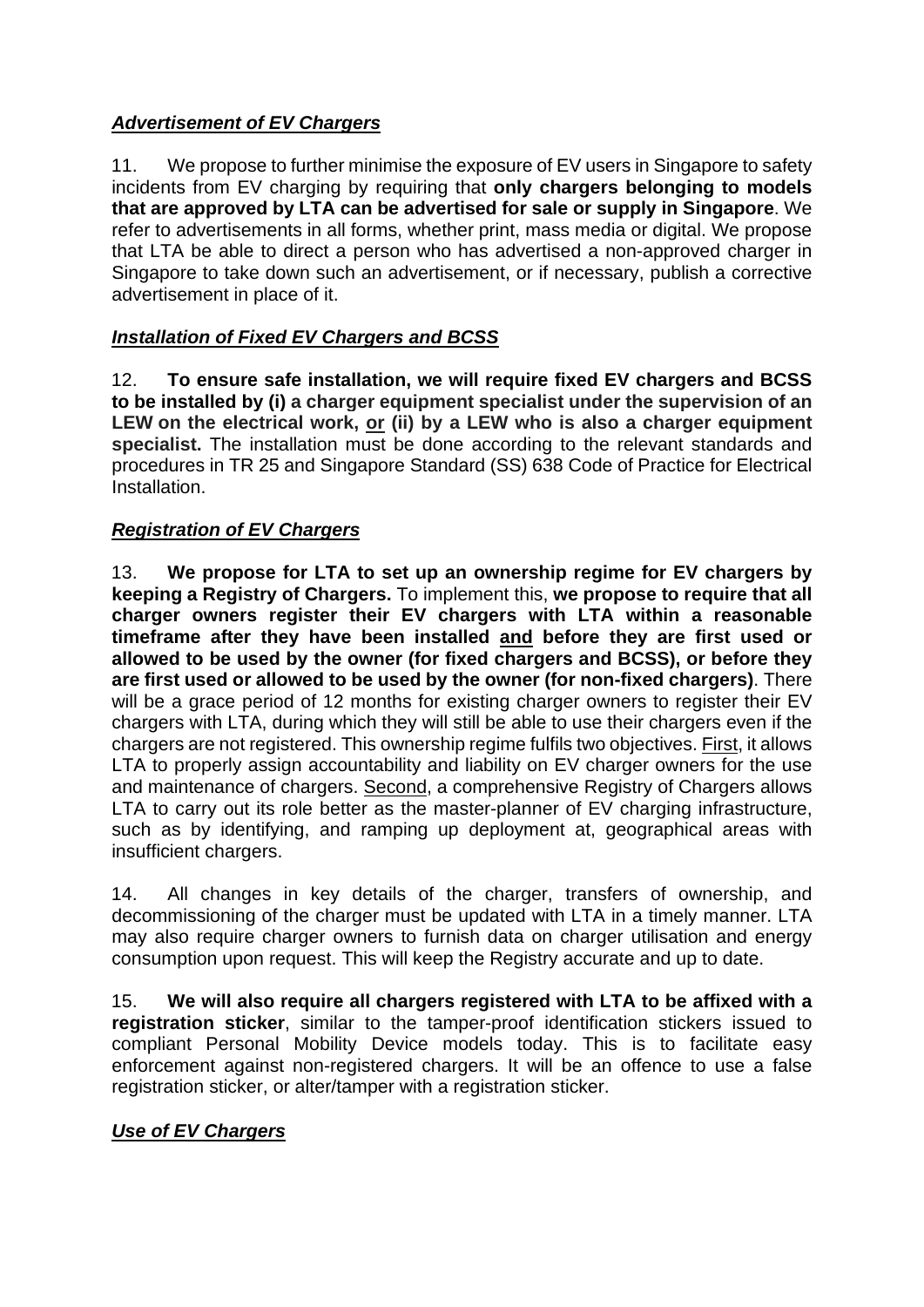***Advertisement of EV Chargers***

11. We propose to further minimise the exposure of EV users in Singapore to safety incidents from EV charging by requiring that **only chargers belonging to models that are approved by LTA can be advertised for sale or supply in Singapore**. We refer to advertisements in all forms, whether print, mass media or digital. We propose that LTA be able to direct a person who has advertised a non-approved charger in Singapore to take down such an advertisement, or if necessary, publish a corrective advertisement in place of it.

***Installation of Fixed EV Chargers and BCSS***

12. **To ensure safe installation, we will require fixed EV chargers and BCSS to be installed by (i) a charger equipment specialist under the supervision of an LEW on the electrical work, or (ii) by a LEW who is also a charger equipment specialist.** The installation must be done according to the relevant standards and procedures in TR 25 and Singapore Standard (SS) 638 Code of Practice for Electrical Installation.

***Registration of EV Chargers***

13. **We propose for LTA to set up an ownership regime for EV chargers by keeping a Registry of Chargers.** To implement this, **we propose to require that all charger owners register their EV chargers with LTA within a reasonable timeframe after they have been installed and before they are first used or allowed to be used by the owner (for fixed chargers and BCSS), or before they are first used or allowed to be used by the owner (for non-fixed chargers)**. There will be a grace period of 12 months for existing charger owners to register their EV chargers with LTA, during which they will still be able to use their chargers even if the chargers are not registered. This ownership regime fulfils two objectives. First, it allows LTA to properly assign accountability and liability on EV charger owners for the use and maintenance of chargers. Second, a comprehensive Registry of Chargers allows LTA to carry out its role better as the master-planner of EV charging infrastructure, such as by identifying, and ramping up deployment at, geographical areas with insufficient chargers.

14. All changes in key details of the charger, transfers of ownership, and decommissioning of the charger must be updated with LTA in a timely manner. LTA may also require charger owners to furnish data on charger utilisation and energy consumption upon request. This will keep the Registry accurate and up to date.

15. **We will also require all chargers registered with LTA to be affixed with a registration sticker**, similar to the tamper-proof identification stickers issued to compliant Personal Mobility Device models today. This is to facilitate easy enforcement against non-registered chargers. It will be an offence to use a false registration sticker, or alter/tamper with a registration sticker.

***Use of EV Chargers***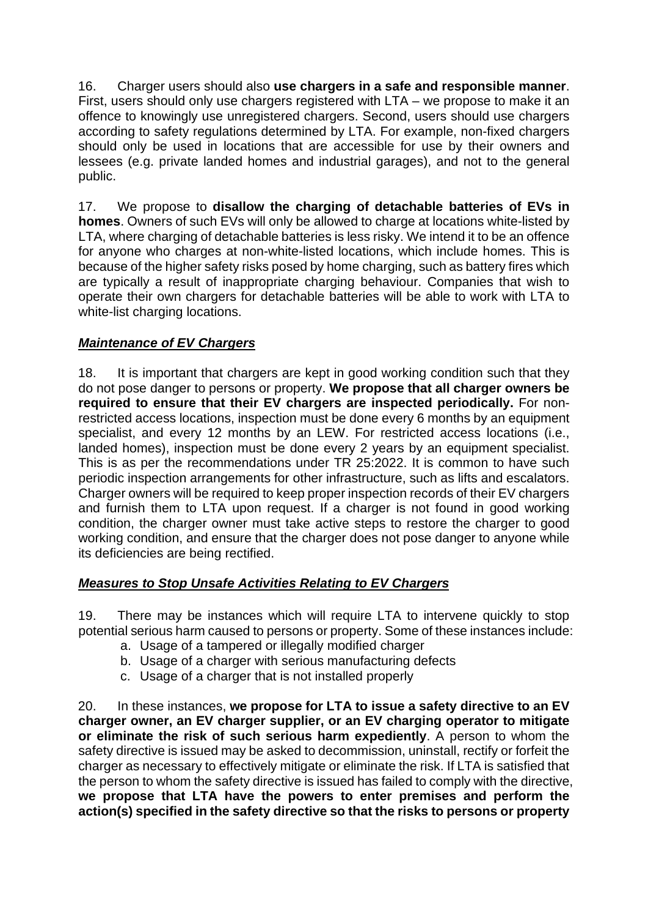16. Charger users should also **use chargers in a safe and responsible manner**. First, users should only use chargers registered with LTA – we propose to make it an offence to knowingly use unregistered chargers. Second, users should use chargers according to safety regulations determined by LTA. For example, non-fixed chargers should only be used in locations that are accessible for use by their owners and lessees (e.g. private landed homes and industrial garages), and not to the general public.

17. We propose to **disallow the charging of detachable batteries of EVs in homes**. Owners of such EVs will only be allowed to charge at locations white-listed by LTA, where charging of detachable batteries is less risky. We intend it to be an offence for anyone who charges at non-white-listed locations, which include homes. This is because of the higher safety risks posed by home charging, such as battery fires which are typically a result of inappropriate charging behaviour. Companies that wish to operate their own chargers for detachable batteries will be able to work with LTA to white-list charging locations.

***Maintenance of EV Chargers***

18. It is important that chargers are kept in good working condition such that they do not pose danger to persons or property. **We propose that all charger owners be required to ensure that their EV chargers are inspected periodically.** For non-restricted access locations, inspection must be done every 6 months by an equipment specialist, and every 12 months by an LEW. For restricted access locations (i.e., landed homes), inspection must be done every 2 years by an equipment specialist. This is as per the recommendations under TR 25:2022. It is common to have such periodic inspection arrangements for other infrastructure, such as lifts and escalators. Charger owners will be required to keep proper inspection records of their EV chargers and furnish them to LTA upon request. If a charger is not found in good working condition, the charger owner must take active steps to restore the charger to good working condition, and ensure that the charger does not pose danger to anyone while its deficiencies are being rectified.

***Measures to Stop Unsafe Activities Relating to EV Chargers***

19. There may be instances which will require LTA to intervene quickly to stop potential serious harm caused to persons or property. Some of these instances include:

a. Usage of a tampered or illegally modified charger
b. Usage of a charger with serious manufacturing defects
c. Usage of a charger that is not installed properly

20. In these instances, **we propose for LTA to issue a safety directive to an EV charger owner, an EV charger supplier, or an EV charging operator to mitigate or eliminate the risk of such serious harm expediently**. A person to whom the safety directive is issued may be asked to decommission, uninstall, rectify or forfeit the charger as necessary to effectively mitigate or eliminate the risk. If LTA is satisfied that the person to whom the safety directive is issued has failed to comply with the directive, **we propose that LTA have the powers to enter premises and perform the action(s) specified in the safety directive so that the risks to persons or property**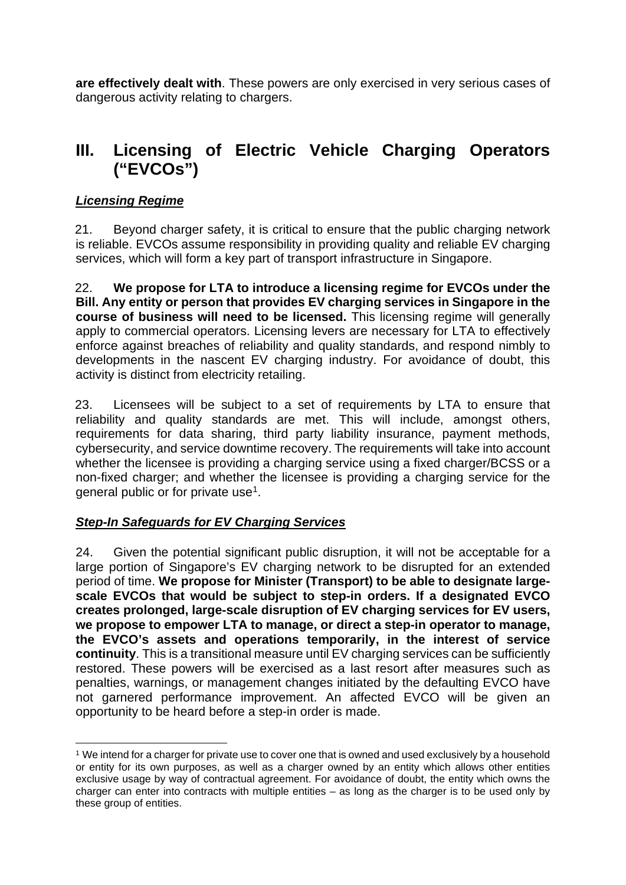**are effectively dealt with**. These powers are only exercised in very serious cases of dangerous activity relating to chargers.

## III. Licensing of Electric Vehicle Charging Operators ("EVCOs")

***Licensing Regime***

21. Beyond charger safety, it is critical to ensure that the public charging network is reliable. EVCOs assume responsibility in providing quality and reliable EV charging services, which will form a key part of transport infrastructure in Singapore.

22. **We propose for LTA to introduce a licensing regime for EVCOs under the Bill. Any entity or person that provides EV charging services in Singapore in the course of business will need to be licensed.** This licensing regime will generally apply to commercial operators. Licensing levers are necessary for LTA to effectively enforce against breaches of reliability and quality standards, and respond nimbly to developments in the nascent EV charging industry. For avoidance of doubt, this activity is distinct from electricity retailing.

23. Licensees will be subject to a set of requirements by LTA to ensure that reliability and quality standards are met. This will include, amongst others, requirements for data sharing, third party liability insurance, payment methods, cybersecurity, and service downtime recovery. The requirements will take into account whether the licensee is providing a charging service using a fixed charger/BCSS or a non-fixed charger; and whether the licensee is providing a charging service for the general public or for private use[1].

***Step-In Safeguards for EV Charging Services***

24. Given the potential significant public disruption, it will not be acceptable for a large portion of Singapore's EV charging network to be disrupted for an extended period of time. **We propose for Minister (Transport) to be able to designate large-scale EVCOs that would be subject to step-in orders. If a designated EVCO creates prolonged, large-scale disruption of EV charging services for EV users, we propose to empower LTA to manage, or direct a step-in operator to manage, the EVCO's assets and operations temporarily, in the interest of service continuity**. This is a transitional measure until EV charging services can be sufficiently restored. These powers will be exercised as a last resort after measures such as penalties, warnings, or management changes initiated by the defaulting EVCO have not garnered performance improvement. An affected EVCO will be given an opportunity to be heard before a step-in order is made.

---

[1] We intend for a charger for private use to cover one that is owned and used exclusively by a household or entity for its own purposes, as well as a charger owned by an entity which allows other entities exclusive usage by way of contractual agreement. For avoidance of doubt, the entity which owns the charger can enter into contracts with multiple entities – as long as the charger is to be used only by these group of entities.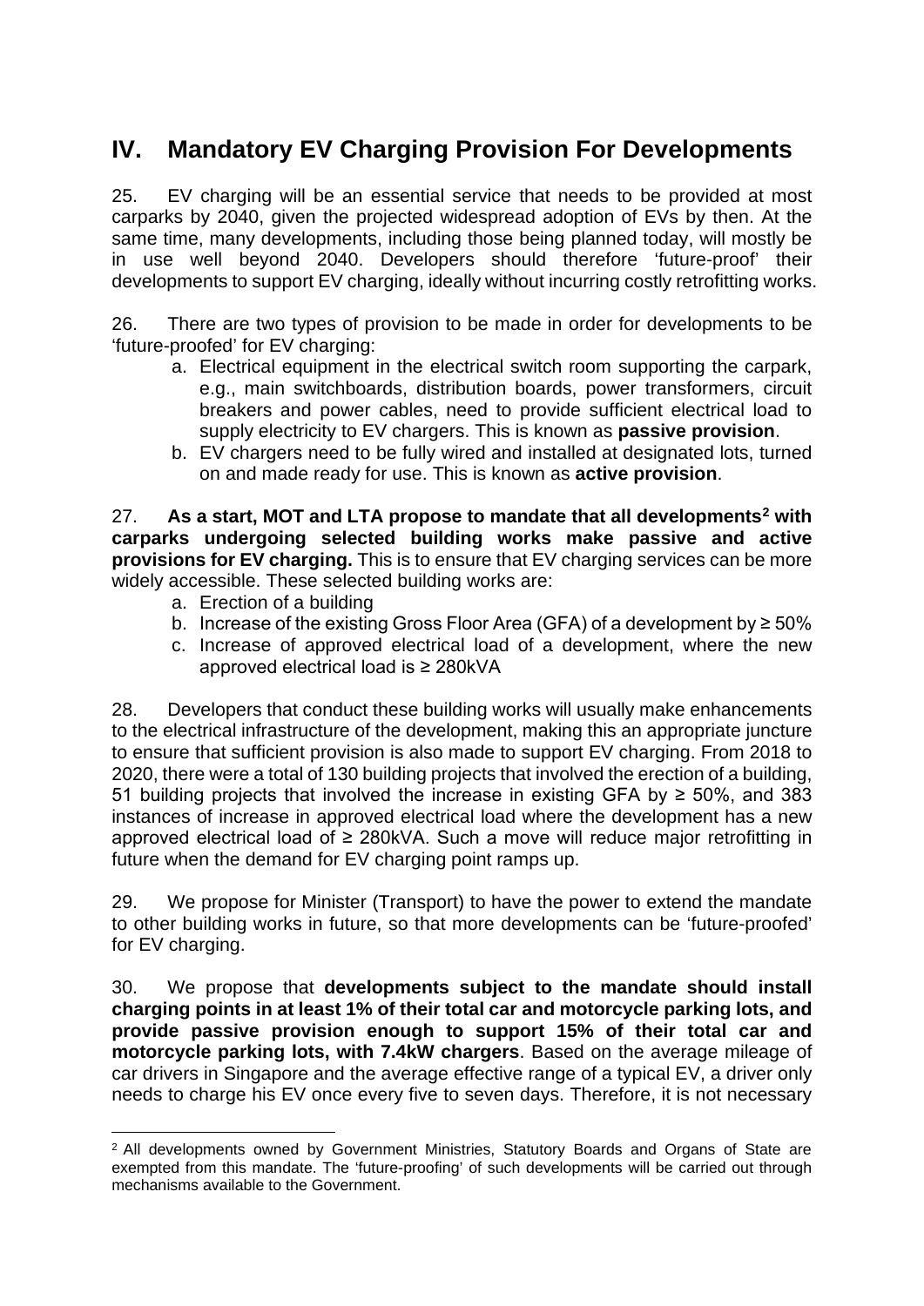## IV. Mandatory EV Charging Provision For Developments

25. EV charging will be an essential service that needs to be provided at most carparks by 2040, given the projected widespread adoption of EVs by then. At the same time, many developments, including those being planned today, will mostly be in use well beyond 2040. Developers should therefore 'future-proof' their developments to support EV charging, ideally without incurring costly retrofitting works.

26. There are two types of provision to be made in order for developments to be 'future-proofed' for EV charging:

   a. Electrical equipment in the electrical switch room supporting the carpark, e.g., main switchboards, distribution boards, power transformers, circuit breakers and power cables, need to provide sufficient electrical load to supply electricity to EV chargers. This is known as **passive provision**.
   b. EV chargers need to be fully wired and installed at designated lots, turned on and made ready for use. This is known as **active provision**.

27. **As a start, MOT and LTA propose to mandate that all developments[2] with carparks undergoing selected building works make passive and active provisions for EV charging.** This is to ensure that EV charging services can be more widely accessible. These selected building works are:

   a. Erection of a building
   b. Increase of the existing Gross Floor Area (GFA) of a development by ≥ 50%
   c. Increase of approved electrical load of a development, where the new approved electrical load is ≥ 280kVA

28. Developers that conduct these building works will usually make enhancements to the electrical infrastructure of the development, making this an appropriate juncture to ensure that sufficient provision is also made to support EV charging. From 2018 to 2020, there were a total of 130 building projects that involved the erection of a building, 51 building projects that involved the increase in existing GFA by ≥ 50%, and 383 instances of increase in approved electrical load where the development has a new approved electrical load of ≥ 280kVA. Such a move will reduce major retrofitting in future when the demand for EV charging point ramps up.

29. We propose for Minister (Transport) to have the power to extend the mandate to other building works in future, so that more developments can be 'future-proofed' for EV charging.

30. We propose that **developments subject to the mandate should install charging points in at least 1% of their total car and motorcycle parking lots, and provide passive provision enough to support 15% of their total car and motorcycle parking lots, with 7.4kW chargers**. Based on the average mileage of car drivers in Singapore and the average effective range of a typical EV, a driver only needs to charge his EV once every five to seven days. Therefore, it is not necessary

---

[2] All developments owned by Government Ministries, Statutory Boards and Organs of State are exempted from this mandate. The 'future-proofing' of such developments will be carried out through mechanisms available to the Government.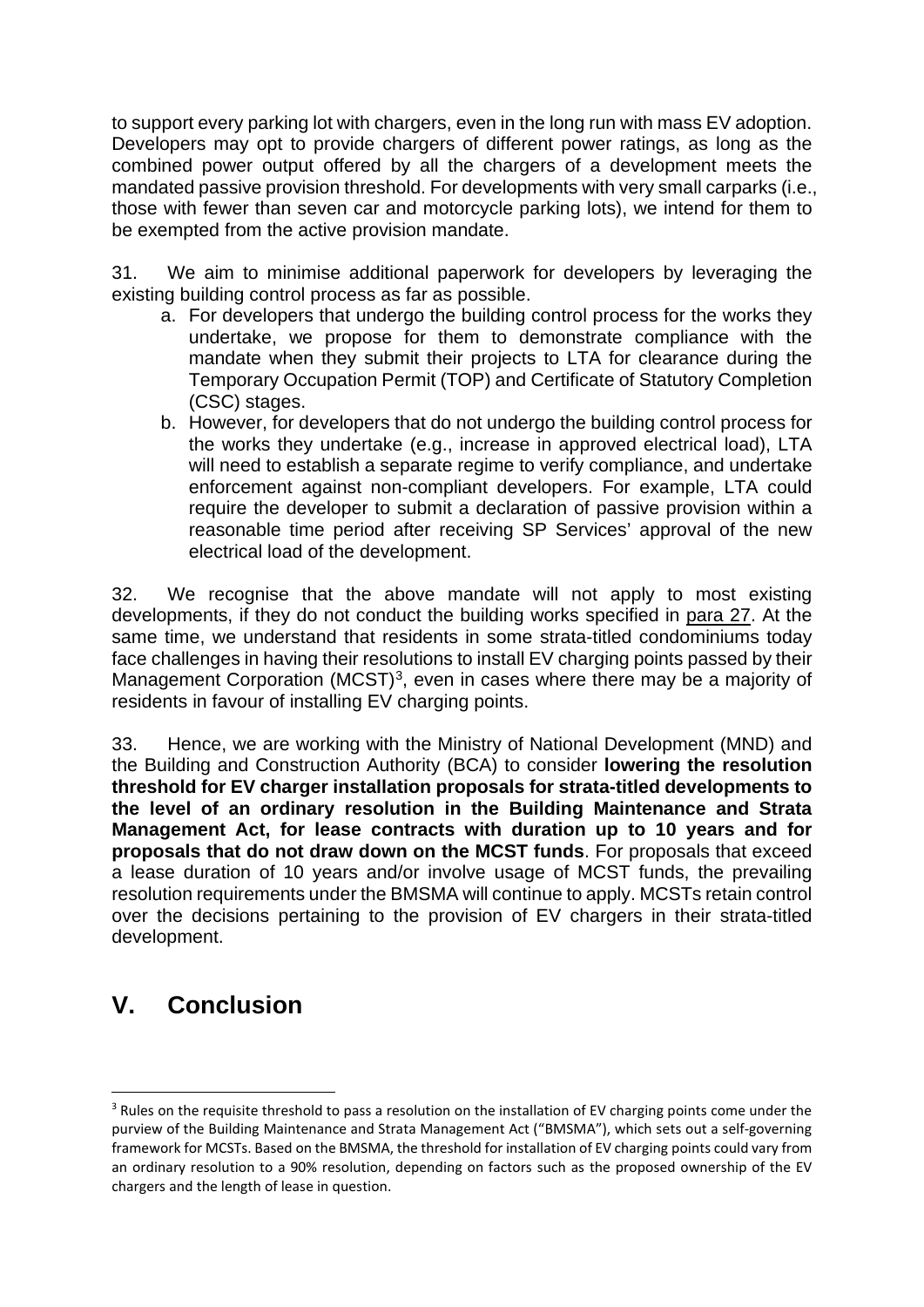to support every parking lot with chargers, even in the long run with mass EV adoption. Developers may opt to provide chargers of different power ratings, as long as the combined power output offered by all the chargers of a development meets the mandated passive provision threshold. For developments with very small carparks (i.e., those with fewer than seven car and motorcycle parking lots), we intend for them to be exempted from the active provision mandate.

31. We aim to minimise additional paperwork for developers by leveraging the existing building control process as far as possible.

a. For developers that undergo the building control process for the works they undertake, we propose for them to demonstrate compliance with the mandate when they submit their projects to LTA for clearance during the Temporary Occupation Permit (TOP) and Certificate of Statutory Completion (CSC) stages.

b. However, for developers that do not undergo the building control process for the works they undertake (e.g., increase in approved electrical load), LTA will need to establish a separate regime to verify compliance, and undertake enforcement against non-compliant developers. For example, LTA could require the developer to submit a declaration of passive provision within a reasonable time period after receiving SP Services' approval of the new electrical load of the development.

32. We recognise that the above mandate will not apply to most existing developments, if they do not conduct the building works specified in para 27. At the same time, we understand that residents in some strata-titled condominiums today face challenges in having their resolutions to install EV charging points passed by their Management Corporation (MCST)[3], even in cases where there may be a majority of residents in favour of installing EV charging points.

33. Hence, we are working with the Ministry of National Development (MND) and the Building and Construction Authority (BCA) to consider **lowering the resolution threshold for EV charger installation proposals for strata-titled developments to the level of an ordinary resolution in the Building Maintenance and Strata Management Act, for lease contracts with duration up to 10 years and for proposals that do not draw down on the MCST funds**. For proposals that exceed a lease duration of 10 years and/or involve usage of MCST funds, the prevailing resolution requirements under the BMSMA will continue to apply. MCSTs retain control over the decisions pertaining to the provision of EV chargers in their strata-titled development.

## V. Conclusion

[3] Rules on the requisite threshold to pass a resolution on the installation of EV charging points come under the purview of the Building Maintenance and Strata Management Act ("BMSMA"), which sets out a self-governing framework for MCSTs. Based on the BMSMA, the threshold for installation of EV charging points could vary from an ordinary resolution to a 90% resolution, depending on factors such as the proposed ownership of the EV chargers and the length of lease in question.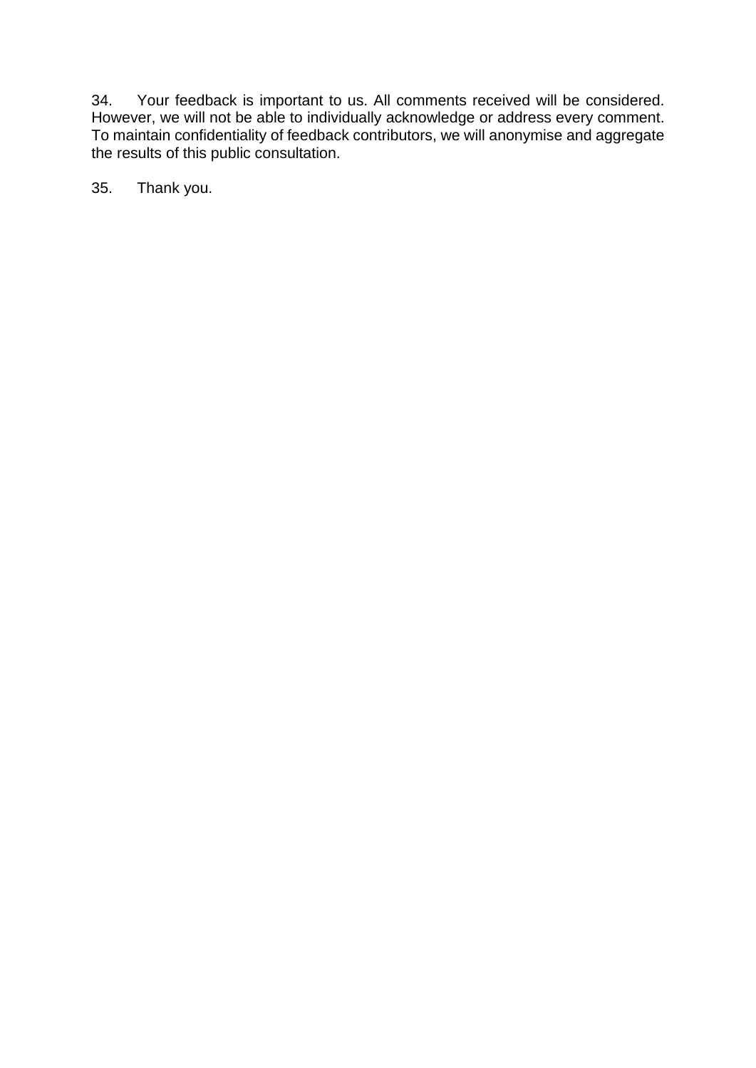34. Your feedback is important to us. All comments received will be considered. However, we will not be able to individually acknowledge or address every comment. To maintain confidentiality of feedback contributors, we will anonymise and aggregate the results of this public consultation.

35. Thank you.